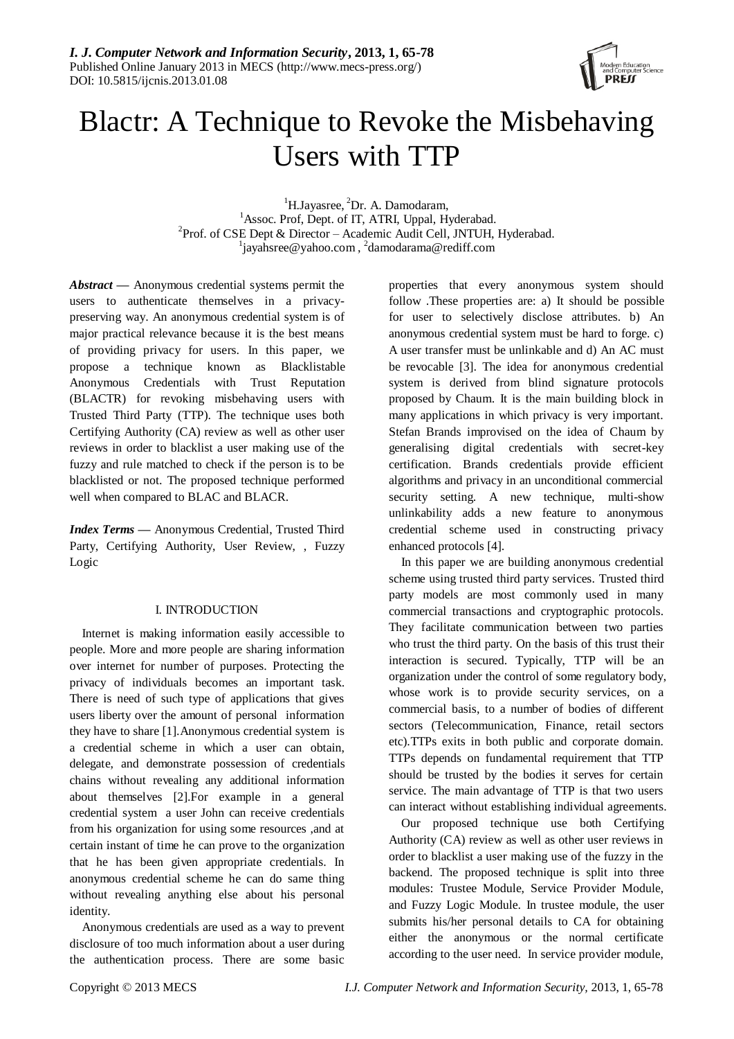# Blactr: A Technique to Revoke the Misbehaving Users with TTP

[1]H.Jayasree, [2]Dr. A. Damodaram,
[1]Assoc. Prof, Dept. of IT, ATRI, Uppal, Hyderabad.
[2]Prof. of CSE Dept & Director – Academic Audit Cell, JNTUH, Hyderabad.
[1]jayahsree@yahoo.com , [2]damodarama@rediff.com

***Abstract*** **—** Anonymous credential systems permit the users to authenticate themselves in a privacy-preserving way. An anonymous credential system is of major practical relevance because it is the best means of providing privacy for users. In this paper, we propose a technique known as Blacklistable Anonymous Credentials with Trust Reputation (BLACTR) for revoking misbehaving users with Trusted Third Party (TTP). The technique uses both Certifying Authority (CA) review as well as other user reviews in order to blacklist a user making use of the fuzzy and rule matched to check if the person is to be blacklisted or not. The proposed technique performed well when compared to BLAC and BLACR.

***Index Terms*** **—** Anonymous Credential, Trusted Third Party, Certifying Authority, User Review, , Fuzzy Logic

## I. INTRODUCTION

Internet is making information easily accessible to people. More and more people are sharing information over internet for number of purposes. Protecting the privacy of individuals becomes an important task. There is need of such type of applications that gives users liberty over the amount of personal information they have to share [1].Anonymous credential system is a credential scheme in which a user can obtain, delegate, and demonstrate possession of credentials chains without revealing any additional information about themselves [2].For example in a general credential system a user John can receive credentials from his organization for using some resources ,and at certain instant of time he can prove to the organization that he has been given appropriate credentials. In anonymous credential scheme he can do same thing without revealing anything else about his personal identity.

Anonymous credentials are used as a way to prevent disclosure of too much information about a user during the authentication process. There are some basic properties that every anonymous system should follow .These properties are: a) It should be possible for user to selectively disclose attributes. b) An anonymous credential system must be hard to forge. c) A user transfer must be unlinkable and d) An AC must be revocable [3]. The idea for anonymous credential system is derived from blind signature protocols proposed by Chaum. It is the main building block in many applications in which privacy is very important. Stefan Brands improvised on the idea of Chaum by generalising digital credentials with secret-key certification. Brands credentials provide efficient algorithms and privacy in an unconditional commercial security setting. A new technique, multi-show unlinkability adds a new feature to anonymous credential scheme used in constructing privacy enhanced protocols [4].

In this paper we are building anonymous credential scheme using trusted third party services. Trusted third party models are most commonly used in many commercial transactions and cryptographic protocols. They facilitate communication between two parties who trust the third party. On the basis of this trust their interaction is secured. Typically, TTP will be an organization under the control of some regulatory body, whose work is to provide security services, on a commercial basis, to a number of bodies of different sectors (Telecommunication, Finance, retail sectors etc).TTPs exits in both public and corporate domain. TTPs depends on fundamental requirement that TTP should be trusted by the bodies it serves for certain service. The main advantage of TTP is that two users can interact without establishing individual agreements.

Our proposed technique use both Certifying Authority (CA) review as well as other user reviews in order to blacklist a user making use of the fuzzy in the backend. The proposed technique is split into three modules: Trustee Module, Service Provider Module, and Fuzzy Logic Module. In trustee module, the user submits his/her personal details to CA for obtaining either the anonymous or the normal certificate according to the user need. In service provider module,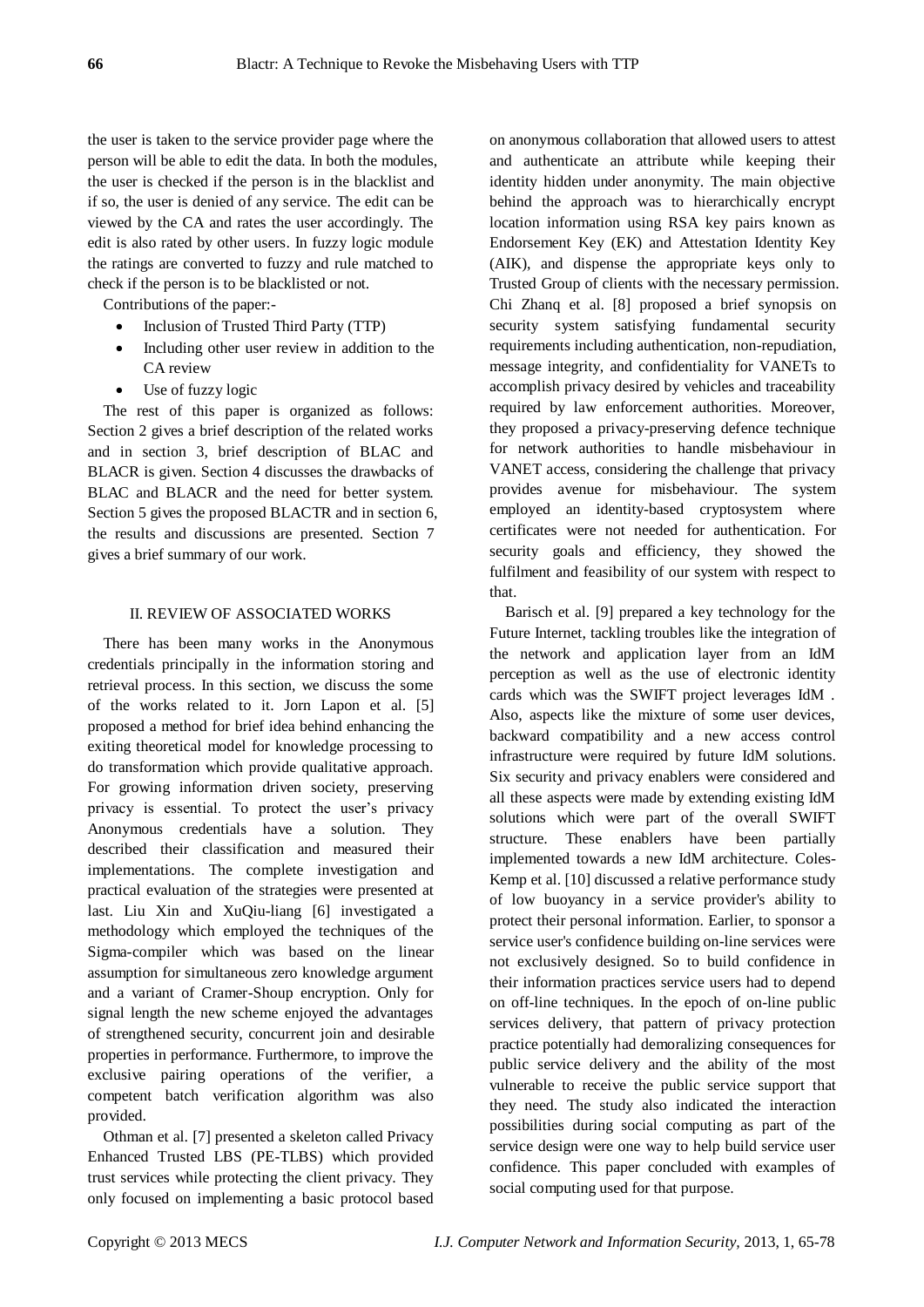the user is taken to the service provider page where the person will be able to edit the data. In both the modules, the user is checked if the person is in the blacklist and if so, the user is denied of any service. The edit can be viewed by the CA and rates the user accordingly. The edit is also rated by other users. In fuzzy logic module the ratings are converted to fuzzy and rule matched to check if the person is to be blacklisted or not.

Contributions of the paper:-

- Inclusion of Trusted Third Party (TTP)
- Including other user review in addition to the CA review
- Use of fuzzy logic

The rest of this paper is organized as follows: Section 2 gives a brief description of the related works and in section 3, brief description of BLAC and BLACR is given. Section 4 discusses the drawbacks of BLAC and BLACR and the need for better system. Section 5 gives the proposed BLACTR and in section 6, the results and discussions are presented. Section 7 gives a brief summary of our work.

## II. REVIEW OF ASSOCIATED WORKS

There has been many works in the Anonymous credentials principally in the information storing and retrieval process. In this section, we discuss the some of the works related to it. Jorn Lapon et al. [5] proposed a method for brief idea behind enhancing the exiting theoretical model for knowledge processing to do transformation which provide qualitative approach. For growing information driven society, preserving privacy is essential. To protect the user's privacy Anonymous credentials have a solution. They described their classification and measured their implementations. The complete investigation and practical evaluation of the strategies were presented at last. Liu Xin and XuQiu-liang [6] investigated a methodology which employed the techniques of the Sigma-compiler which was based on the linear assumption for simultaneous zero knowledge argument and a variant of Cramer-Shoup encryption. Only for signal length the new scheme enjoyed the advantages of strengthened security, concurrent join and desirable properties in performance. Furthermore, to improve the exclusive pairing operations of the verifier, a competent batch verification algorithm was also provided.

Othman et al. [7] presented a skeleton called Privacy Enhanced Trusted LBS (PE-TLBS) which provided trust services while protecting the client privacy. They only focused on implementing a basic protocol based on anonymous collaboration that allowed users to attest and authenticate an attribute while keeping their identity hidden under anonymity. The main objective behind the approach was to hierarchically encrypt location information using RSA key pairs known as Endorsement Key (EK) and Attestation Identity Key (AIK), and dispense the appropriate keys only to Trusted Group of clients with the necessary permission. Chi Zhanq et al. [8] proposed a brief synopsis on security system satisfying fundamental security requirements including authentication, non-repudiation, message integrity, and confidentiality for VANETs to accomplish privacy desired by vehicles and traceability required by law enforcement authorities. Moreover, they proposed a privacy-preserving defence technique for network authorities to handle misbehaviour in VANET access, considering the challenge that privacy provides avenue for misbehaviour. The system employed an identity-based cryptosystem where certificates were not needed for authentication. For security goals and efficiency, they showed the fulfilment and feasibility of our system with respect to that.

Barisch et al. [9] prepared a key technology for the Future Internet, tackling troubles like the integration of the network and application layer from an IdM perception as well as the use of electronic identity cards which was the SWIFT project leverages IdM . Also, aspects like the mixture of some user devices, backward compatibility and a new access control infrastructure were required by future IdM solutions. Six security and privacy enablers were considered and all these aspects were made by extending existing IdM solutions which were part of the overall SWIFT structure. These enablers have been partially implemented towards a new IdM architecture. Coles-Kemp et al. [10] discussed a relative performance study of low buoyancy in a service provider's ability to protect their personal information. Earlier, to sponsor a service user's confidence building on-line services were not exclusively designed. So to build confidence in their information practices service users had to depend on off-line techniques. In the epoch of on-line public services delivery, that pattern of privacy protection practice potentially had demoralizing consequences for public service delivery and the ability of the most vulnerable to receive the public service support that they need. The study also indicated the interaction possibilities during social computing as part of the service design were one way to help build service user confidence. This paper concluded with examples of social computing used for that purpose.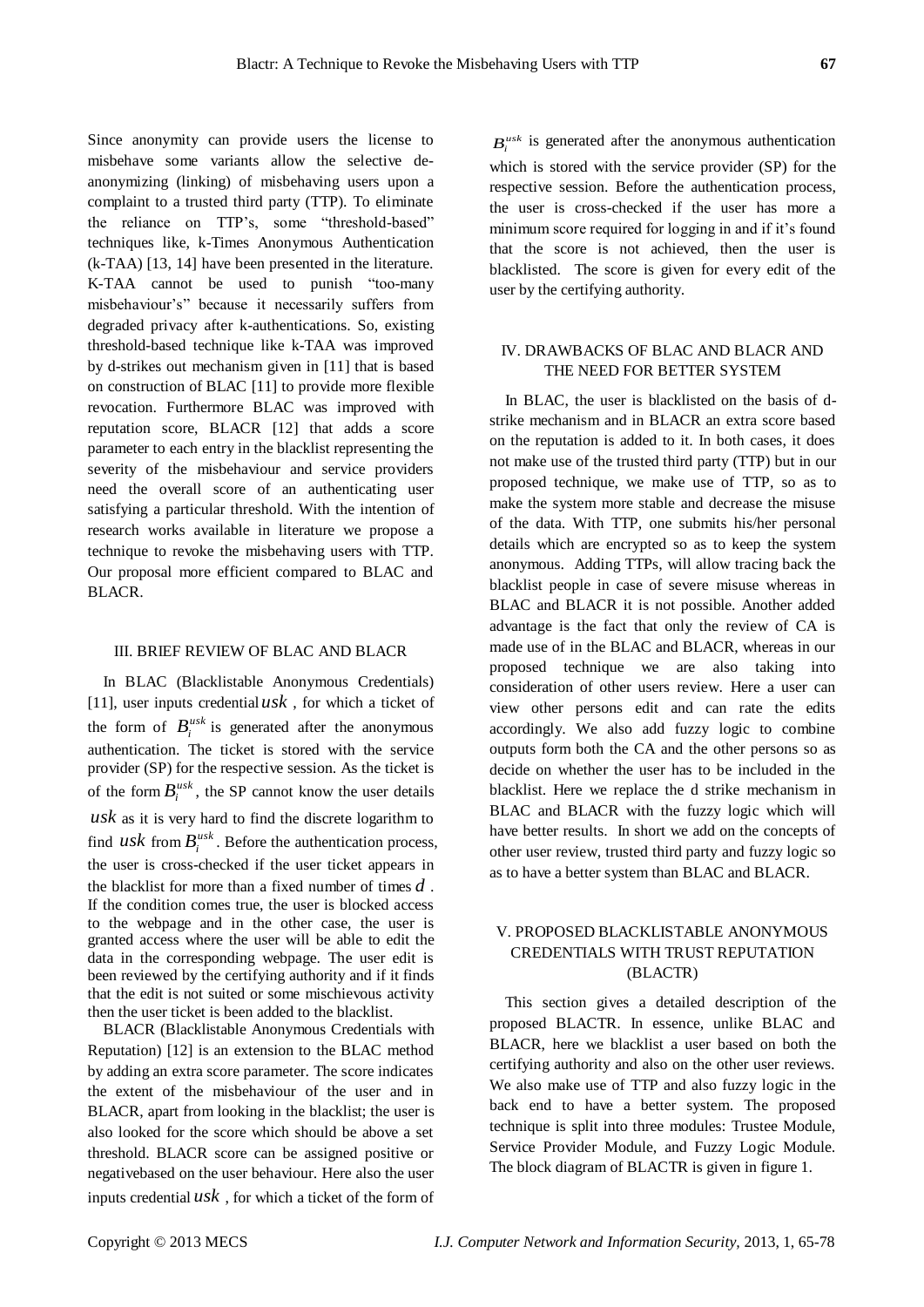Since anonymity can provide users the license to misbehave some variants allow the selective de-anonymizing (linking) of misbehaving users upon a complaint to a trusted third party (TTP). To eliminate the reliance on TTP's, some "threshold-based" techniques like, k-Times Anonymous Authentication (k-TAA) [13, 14] have been presented in the literature. K-TAA cannot be used to punish "too-many misbehaviour's" because it necessarily suffers from degraded privacy after k-authentications. So, existing threshold-based technique like k-TAA was improved by d-strikes out mechanism given in [11] that is based on construction of BLAC [11] to provide more flexible revocation. Furthermore BLAC was improved with reputation score, BLACR [12] that adds a score parameter to each entry in the blacklist representing the severity of the misbehaviour and service providers need the overall score of an authenticating user satisfying a particular threshold. With the intention of research works available in literature we propose a technique to revoke the misbehaving users with TTP. Our proposal more efficient compared to BLAC and BLACR.

## III. BRIEF REVIEW OF BLAC AND BLACR

In BLAC (Blacklistable Anonymous Credentials) [11], user inputs credential $usk$ , for which a ticket of the form of $B_i^{usk}$ is generated after the anonymous authentication. The ticket is stored with the service provider (SP) for the respective session. As the ticket is of the form $B_i^{usk}$, the SP cannot know the user details $usk$ as it is very hard to find the discrete logarithm to find $usk$ from $B_i^{usk}$. Before the authentication process, the user is cross-checked if the user ticket appears in the blacklist for more than a fixed number of times $d$ . If the condition comes true, the user is blocked access to the webpage and in the other case, the user is granted access where the user will be able to edit the data in the corresponding webpage. The user edit is been reviewed by the certifying authority and if it finds that the edit is not suited or some mischievous activity then the user ticket is been added to the blacklist.

BLACR (Blacklistable Anonymous Credentials with Reputation) [12] is an extension to the BLAC method by adding an extra score parameter. The score indicates the extent of the misbehaviour of the user and in BLACR, apart from looking in the blacklist; the user is also looked for the score which should be above a set threshold. BLACR score can be assigned positive or negativebased on the user behaviour. Here also the user inputs credential $usk$ , for which a ticket of the form of $B_i^{usk}$ is generated after the anonymous authentication which is stored with the service provider (SP) for the respective session. Before the authentication process, the user is cross-checked if the user has more a minimum score required for logging in and if it's found that the score is not achieved, then the user is blacklisted. The score is given for every edit of the user by the certifying authority.

## IV. DRAWBACKS OF BLAC AND BLACR AND THE NEED FOR BETTER SYSTEM

In BLAC, the user is blacklisted on the basis of d-strike mechanism and in BLACR an extra score based on the reputation is added to it. In both cases, it does not make use of the trusted third party (TTP) but in our proposed technique, we make use of TTP, so as to make the system more stable and decrease the misuse of the data. With TTP, one submits his/her personal details which are encrypted so as to keep the system anonymous. Adding TTPs, will allow tracing back the blacklist people in case of severe misuse whereas in BLAC and BLACR it is not possible. Another added advantage is the fact that only the review of CA is made use of in the BLAC and BLACR, whereas in our proposed technique we are also taking into consideration of other users review. Here a user can view other persons edit and can rate the edits accordingly. We also add fuzzy logic to combine outputs form both the CA and the other persons so as decide on whether the user has to be included in the blacklist. Here we replace the d strike mechanism in BLAC and BLACR with the fuzzy logic which will have better results. In short we add on the concepts of other user review, trusted third party and fuzzy logic so as to have a better system than BLAC and BLACR.

## V. PROPOSED BLACKLISTABLE ANONYMOUS CREDENTIALS WITH TRUST REPUTATION (BLACTR)

This section gives a detailed description of the proposed BLACTR. In essence, unlike BLAC and BLACR, here we blacklist a user based on both the certifying authority and also on the other user reviews. We also make use of TTP and also fuzzy logic in the back end to have a better system. The proposed technique is split into three modules: Trustee Module, Service Provider Module, and Fuzzy Logic Module. The block diagram of BLACTR is given in figure 1.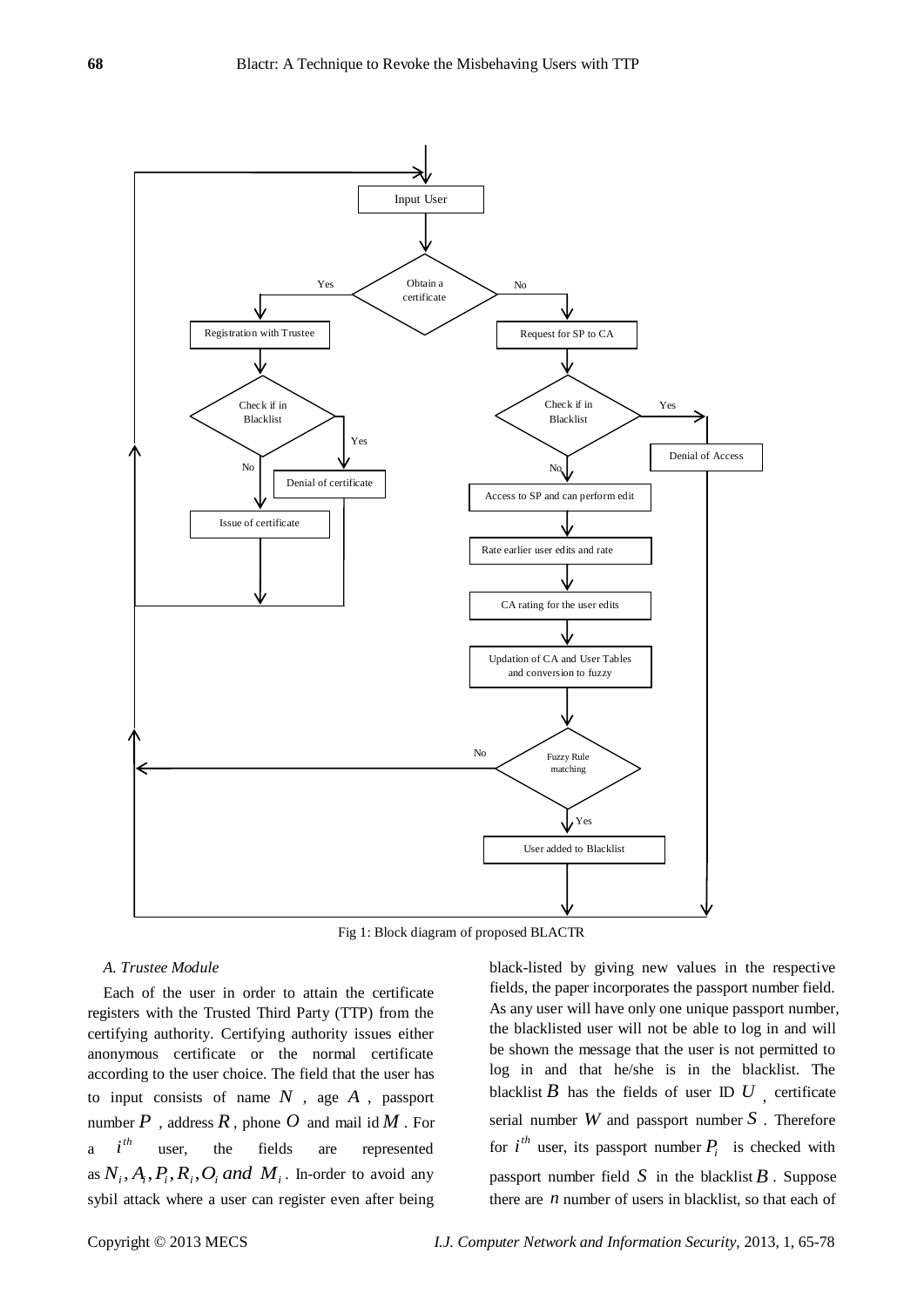Fig 1: Block diagram of proposed BLACTR

### A. Trustee Module

Each of the user in order to attain the certificate registers with the Trusted Third Party (TTP) from the certifying authority. Certifying authority issues either anonymous certificate or the normal certificate according to the user choice. The field that the user has to input consists of name $N$, age $A$, passport number $P$, address $R$, phone $O$ and mail id $M$. For a $i^{th}$ user, the fields are represented as $N_i, A_i, P_i, R_i, O_i$ *and* $M_i$. In-order to avoid any sybil attack where a user can register even after being black-listed by giving new values in the respective fields, the paper incorporates the passport number field. As any user will have only one unique passport number, the blacklisted user will not be able to log in and will be shown the message that the user is not permitted to log in and that he/she is in the blacklist. The blacklist $B$ has the fields of user ID $U$, certificate serial number $W$ and passport number $S$. Therefore for $i^{th}$ user, its passport number $P_i$ is checked with passport number field $S$ in the blacklist $B$. Suppose there are $n$ number of users in blacklist, so that each of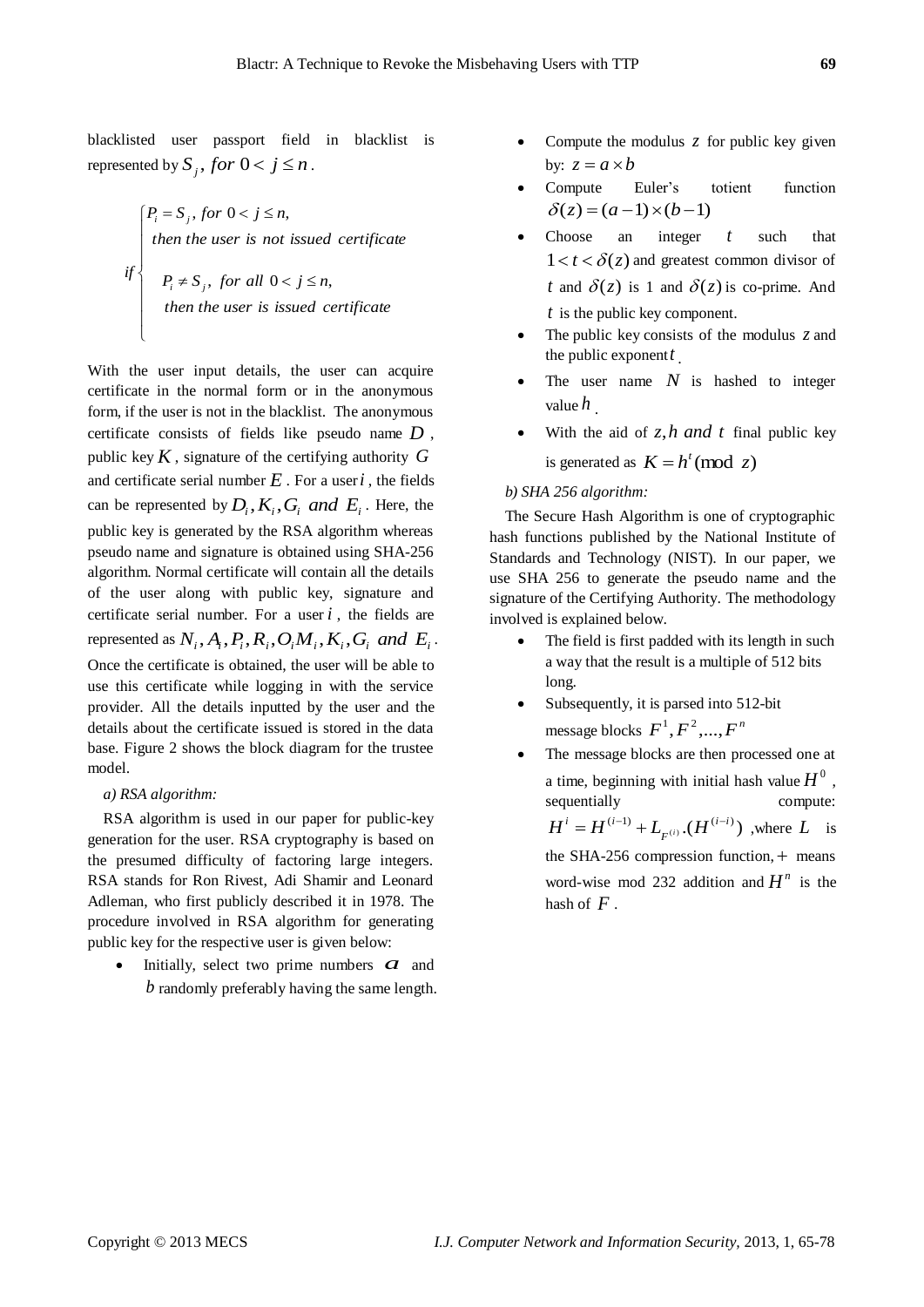blacklisted user passport field in blacklist is represented by $S_j,\ for\ 0 < j \le n$.

$$
if \begin{cases} P_i = S_j,\ for\ 0 < j \le n, \\ \ \ then\ the\ user\ is\ not\ issued\ certificate \\ P_i \ne S_j,\ for\ all\ 0 < j \le n, \\ \ \ then\ the\ user\ is\ issued\ certificate \end{cases}
$$

With the user input details, the user can acquire certificate in the normal form or in the anonymous form, if the user is not in the blacklist. The anonymous certificate consists of fields like pseudo name $D$, public key $K$, signature of the certifying authority $G$ and certificate serial number $E$. For a user $i$, the fields can be represented by $D_i, K_i, G_i\ and\ E_i$. Here, the public key is generated by the RSA algorithm whereas pseudo name and signature is obtained using SHA-256 algorithm. Normal certificate will contain all the details of the user along with public key, signature and certificate serial number. For a user $i$, the fields are represented as $N_i, A_i, P_i, R_i, O_i M_i, K_i, G_i\ and\ E_i$. Once the certificate is obtained, the user will be able to use this certificate while logging in with the service provider. All the details inputted by the user and the details about the certificate issued is stored in the data base. Figure 2 shows the block diagram for the trustee model.

*a) RSA algorithm:*

RSA algorithm is used in our paper for public-key generation for the user. RSA cryptography is based on the presumed difficulty of factoring large integers. RSA stands for Ron Rivest, Adi Shamir and Leonard Adleman, who first publicly described it in 1978. The procedure involved in RSA algorithm for generating public key for the respective user is given below:

- Initially, select two prime numbers $a$ and $b$ randomly preferably having the same length.
- Compute the modulus $z$ for public key given by: $z = a \times b$
- Compute Euler's totient function $\delta(z) = (a-1) \times (b-1)$
- Choose an integer $t$ such that $1 < t < \delta(z)$ and greatest common divisor of $t$ and $\delta(z)$ is 1 and $\delta(z)$ is co-prime. And $t$ is the public key component.
- The public key consists of the modulus $z$ and the public exponent $t$.
- The user name $N$ is hashed to integer value $h$.
- With the aid of $z, h\ and\ t$ final public key is generated as $K = h^t (\bmod\ z)$

*b) SHA 256 algorithm:*

The Secure Hash Algorithm is one of cryptographic hash functions published by the National Institute of Standards and Technology (NIST). In our paper, we use SHA 256 to generate the pseudo name and the signature of the Certifying Authority. The methodology involved is explained below.

- The field is first padded with its length in such a way that the result is a multiple of 512 bits long.
- Subsequently, it is parsed into 512-bit message blocks $F^1, F^2, ..., F^n$
- The message blocks are then processed one at a time, beginning with initial hash value $H^0$, sequentially compute: $H^i = H^{(i-1)} + L_{F^{(i)}}.(H^{(i-i)})$ ,where $L$ is the SHA-256 compression function, $+$ means word-wise mod 232 addition and $H^n$ is the hash of $F$.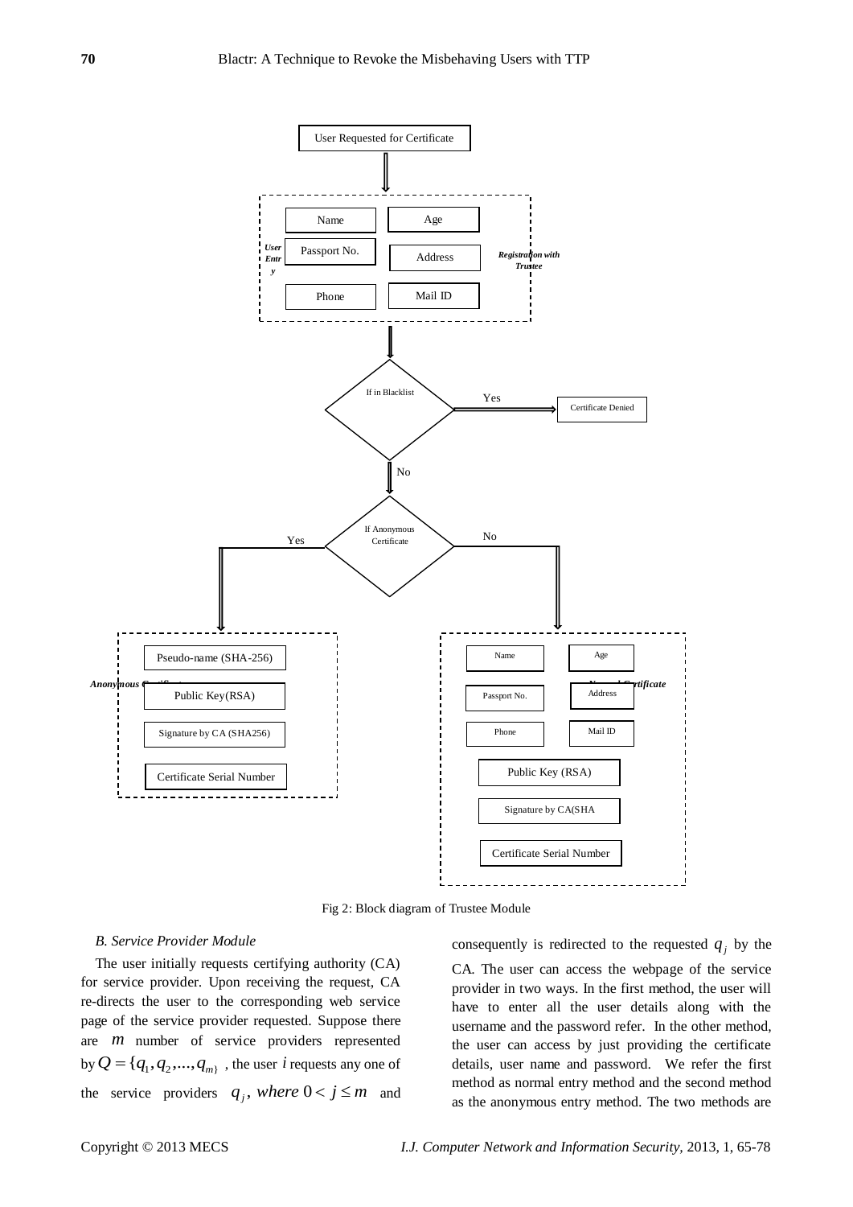Fig 2: Block diagram of Trustee Module

*B. Service Provider Module*

The user initially requests certifying authority (CA) for service provider. Upon receiving the request, CA re-directs the user to the corresponding web service page of the service provider requested. Suppose there are $m$ number of service providers represented by $Q = \{q_1, q_2, ..., q_m\}$ , the user $i$ requests any one of the service providers $q_j$, *where* $0 < j \le m$ and consequently is redirected to the requested $q_j$ by the CA. The user can access the webpage of the service provider in two ways. In the first method, the user will have to enter all the user details along with the username and the password refer. In the other method, the user can access by just providing the certificate details, user name and password. We refer the first method as normal entry method and the second method as the anonymous entry method. The two methods are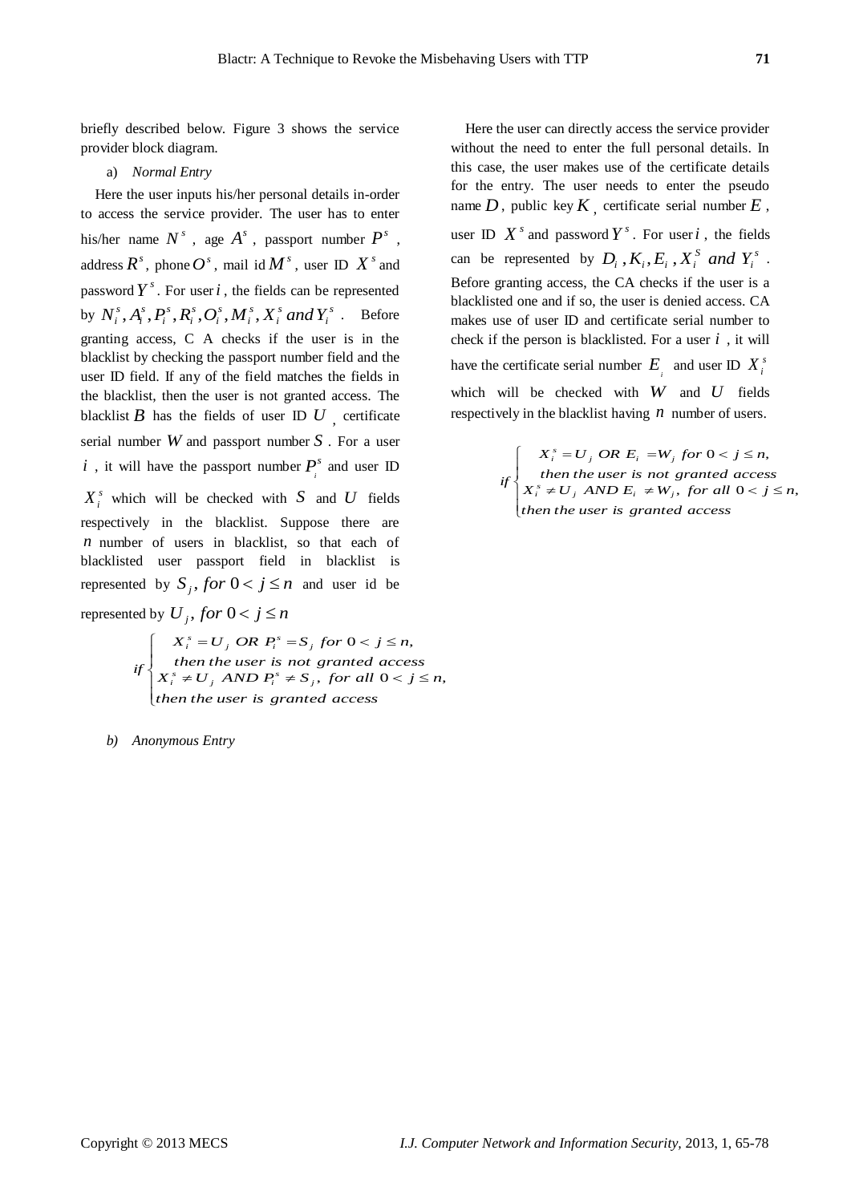briefly described below. Figure 3 shows the service provider block diagram.

a) *Normal Entry*

Here the user inputs his/her personal details in-order to access the service provider. The user has to enter his/her name $N^s$, age $A^s$, passport number $P^s$, address $R^s$, phone $O^s$, mail id $M^s$, user ID $X^s$ and password $Y^s$. For user $i$, the fields can be represented by $N_i^s, A_i^s, P_i^s, R_i^s, O_i^s, M_i^s, X_i^s$ *and* $Y_i^s$. Before granting access, C A checks if the user is in the blacklist by checking the passport number field and the user ID field. If any of the field matches the fields in the blacklist, then the user is not granted access. The blacklist $B$ has the fields of user ID $U$, certificate serial number $W$ and passport number $S$. For a user $i$, it will have the passport number $P_i^s$ and user ID $X_i^s$ which will be checked with $S$ and $U$ fields respectively in the blacklist. Suppose there are $n$ number of users in blacklist, so that each of blacklisted user passport field in blacklist is represented by $S_j$, *for* $0 < j \le n$ and user id be represented by $U_j$, *for* $0 < j \le n$

$$if \begin{cases} X_i^s = U_j \ OR \ P_i^s = S_j \ for \ 0 < j \le n, \\ \ then \ the \ user \ is \ not \ granted \ access \\ X_i^s \ne U_j \ AND \ P_i^s \ne S_j, \ for \ all \ 0 < j \le n, \\ then \ the \ user \ is \ granted \ access \end{cases}$$

b) *Anonymous Entry*

Here the user can directly access the service provider without the need to enter the full personal details. In this case, the user makes use of the certificate details for the entry. The user needs to enter the pseudo name $D$, public key $K$, certificate serial number $E$, user ID $X^s$ and password $Y^s$. For user $i$, the fields can be represented by $D_i, K_i, E_i, X_i^S$ *and* $Y_i^s$. Before granting access, the CA checks if the user is a blacklisted one and if so, the user is denied access. CA makes use of user ID and certificate serial number to check if the person is blacklisted. For a user $i$, it will have the certificate serial number $E_i$ and user ID $X_i^s$ which will be checked with $W$ and $U$ fields respectively in the blacklist having $n$ number of users.

$$if \begin{cases} X_i^s = U_j \ OR \ E_i = W_j \ for \ 0 < j \le n, \\ \ then \ the \ user \ is \ not \ granted \ access \\ X_i^s \ne U_j \ AND \ E_i \ne W_j, \ for \ all \ 0 < j \le n, \\ then \ the \ user \ is \ granted \ access \end{cases}$$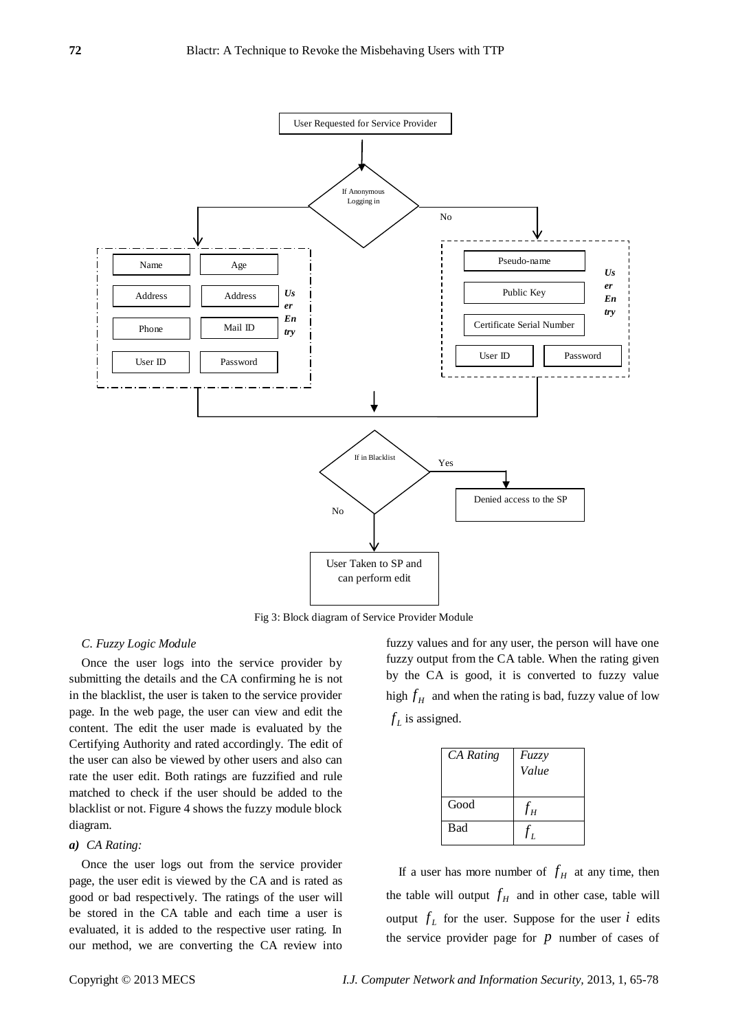Fig 3: Block diagram of Service Provider Module

### C. Fuzzy Logic Module

Once the user logs into the service provider by submitting the details and the CA confirming he is not in the blacklist, the user is taken to the service provider page. In the web page, the user can view and edit the content. The edit the user made is evaluated by the Certifying Authority and rated accordingly. The edit of the user can also be viewed by other users and also can rate the user edit. Both ratings are fuzzified and rule matched to check if the user should be added to the blacklist or not. Figure 4 shows the fuzzy module block diagram.

***a) CA Rating:***

Once the user logs out from the service provider page, the user edit is viewed by the CA and is rated as good or bad respectively. The ratings of the user will be stored in the CA table and each time a user is evaluated, it is added to the respective user rating. In our method, we are converting the CA review into fuzzy values and for any user, the person will have one fuzzy output from the CA table. When the rating given by the CA is good, it is converted to fuzzy value high $f_H$ and when the rating is bad, fuzzy value of low $f_L$ is assigned.

| *CA Rating* | *Fuzzy Value* |
|---|---|
| Good | $f_H$ |
| Bad | $f_L$ |

If a user has more number of $f_H$ at any time, then the table will output $f_H$ and in other case, table will output $f_L$ for the user. Suppose for the user $i$ edits the service provider page for $p$ number of cases of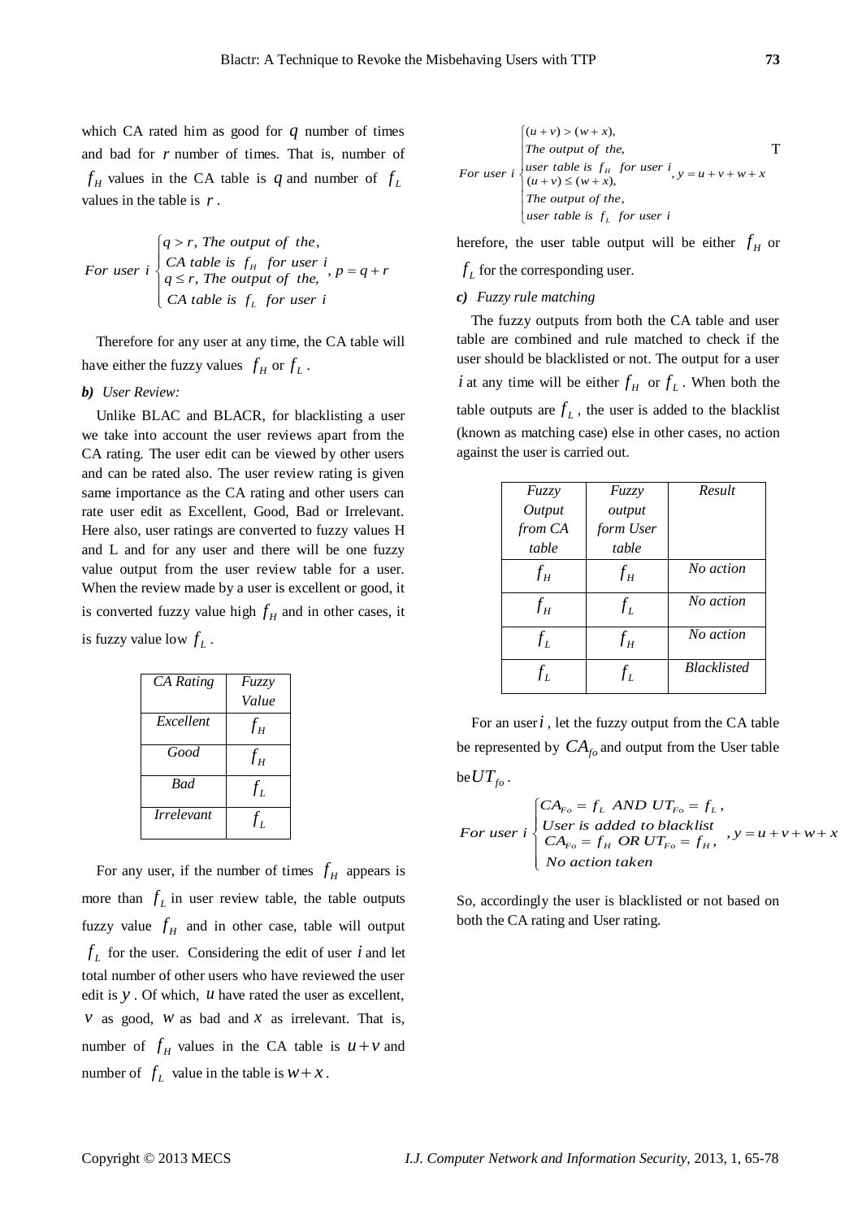which CA rated him as good for $q$ number of times and bad for $r$ number of times. That is, number of $f_H$ values in the CA table is $q$ and number of $f_L$ values in the table is $r$.

$$For\ user\ i \begin{cases} q > r,\ The\ output\ of\ the, \\ CA\ table\ is\ f_H\ \ for\ user\ i \\ q \le r,\ The\ output\ of\ the, \\ CA\ table\ is\ f_L\ \ for\ user\ i \end{cases},\ p = q + r$$

Therefore for any user at any time, the CA table will have either the fuzzy values $f_H$ or $f_L$.

***b) User Review:***

Unlike BLAC and BLACR, for blacklisting a user we take into account the user reviews apart from the CA rating. The user edit can be viewed by other users and can be rated also. The user review rating is given same importance as the CA rating and other users can rate user edit as Excellent, Good, Bad or Irrelevant. Here also, user ratings are converted to fuzzy values H and L and for any user and there will be one fuzzy value output from the user review table for a user. When the review made by a user is excellent or good, it is converted fuzzy value high $f_H$ and in other cases, it is fuzzy value low $f_L$.

| *CA Rating* | *Fuzzy Value* |
|---|---|
| *Excellent* | $f_H$ |
| *Good* | $f_H$ |
| *Bad* | $f_L$ |
| *Irrelevant* | $f_L$ |

For any user, if the number of times $f_H$ appears is more than $f_L$ in user review table, the table outputs fuzzy value $f_H$ and in other case, table will output $f_L$ for the user. Considering the edit of user $i$ and let total number of other users who have reviewed the user edit is $y$. Of which, $u$ have rated the user as excellent, $v$ as good, $w$ as bad and $x$ as irrelevant. That is, number of $f_H$ values in the CA table is $u+v$ and number of $f_L$ value in the table is $w+x$.

$$For\ user\ i \begin{cases} (u+v) > (w+x), \\ The\ output\ of\ the, \\ user\ table\ is\ f_H\ \ for\ user\ i \\ (u+v) \le (w+x), \\ The\ output\ of\ the, \\ user\ table\ is\ f_L\ \ for\ user\ i \end{cases},\ y = u + v + w + x$$

Therefore, the user table output will be either $f_H$ or $f_L$ for the corresponding user.

***c) Fuzzy rule matching***

The fuzzy outputs from both the CA table and user table are combined and rule matched to check if the user should be blacklisted or not. The output for a user $i$ at any time will be either $f_H$ or $f_L$. When both the table outputs are $f_L$, the user is added to the blacklist (known as matching case) else in other cases, no action against the user is carried out.

| *Fuzzy Output from CA table* | *Fuzzy output form User table* | *Result* |
|---|---|---|
| $f_H$ | $f_H$ | *No action* |
| $f_H$ | $f_L$ | *No action* |
| $f_L$ | $f_H$ | *No action* |
| $f_L$ | $f_L$ | *Blacklisted* |

For an user $i$, let the fuzzy output from the CA table be represented by $CA_{fo}$ and output from the User table be $UT_{fo}$.

$$For\ user\ i \begin{cases} CA_{Fo} = f_L\ \ AND\ \ UT_{Fo} = f_L, \\ User\ is\ added\ to\ blacklist \\ CA_{Fo} = f_H\ \ OR\ UT_{Fo} = f_H, \\ No\ action\ taken \end{cases},\ y = u + v + w + x$$

So, accordingly the user is blacklisted or not based on both the CA rating and User rating.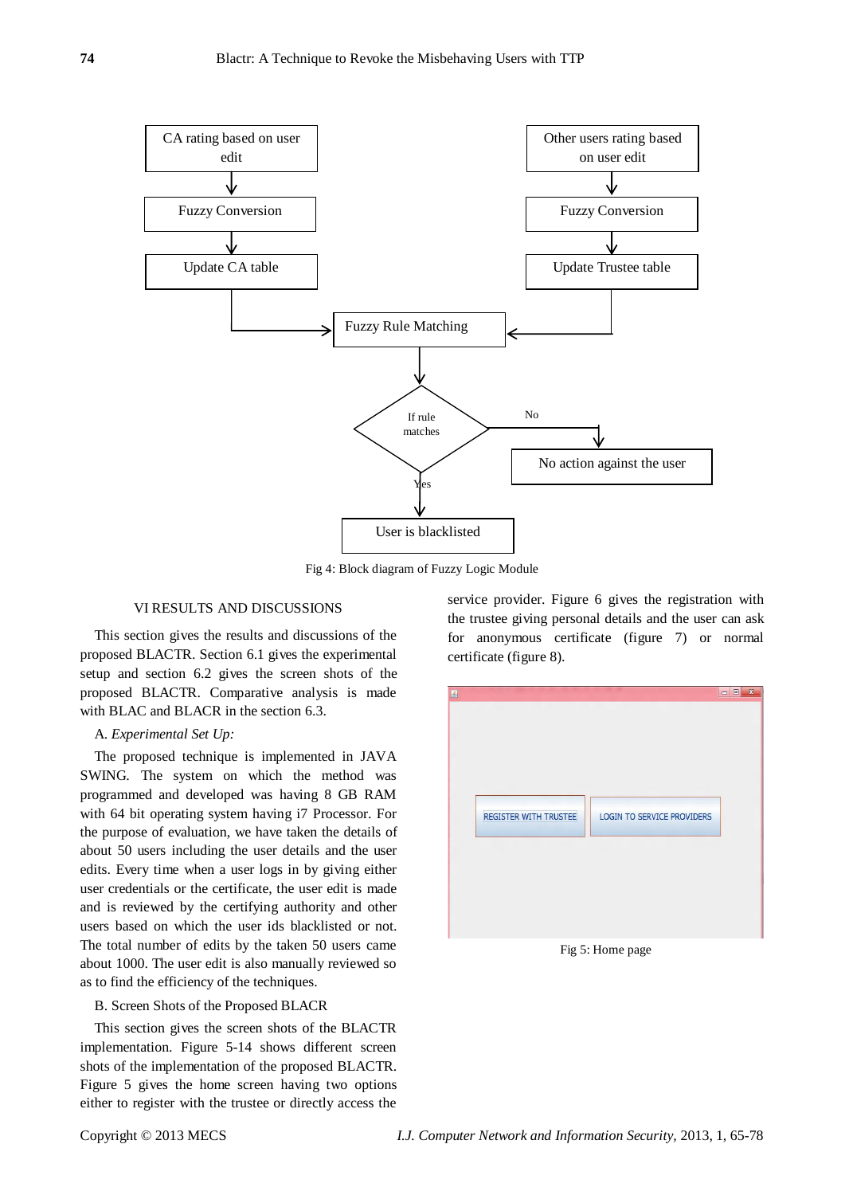Fig 4: Block diagram of Fuzzy Logic Module

## VI RESULTS AND DISCUSSIONS

This section gives the results and discussions of the proposed BLACTR. Section 6.1 gives the experimental setup and section 6.2 gives the screen shots of the proposed BLACTR. Comparative analysis is made with BLAC and BLACR in the section 6.3.

### A. *Experimental Set Up:*

The proposed technique is implemented in JAVA SWING. The system on which the method was programmed and developed was having 8 GB RAM with 64 bit operating system having i7 Processor. For the purpose of evaluation, we have taken the details of about 50 users including the user details and the user edits. Every time when a user logs in by giving either user credentials or the certificate, the user edit is made and is reviewed by the certifying authority and other users based on which the user ids blacklisted or not. The total number of edits by the taken 50 users came about 1000. The user edit is also manually reviewed so as to find the efficiency of the techniques.

### B. Screen Shots of the Proposed BLACR

This section gives the screen shots of the BLACTR implementation. Figure 5-14 shows different screen shots of the implementation of the proposed BLACTR. Figure 5 gives the home screen having two options either to register with the trustee or directly access the service provider. Figure 6 gives the registration with the trustee giving personal details and the user can ask for anonymous certificate (figure 7) or normal certificate (figure 8).

Fig 5: Home page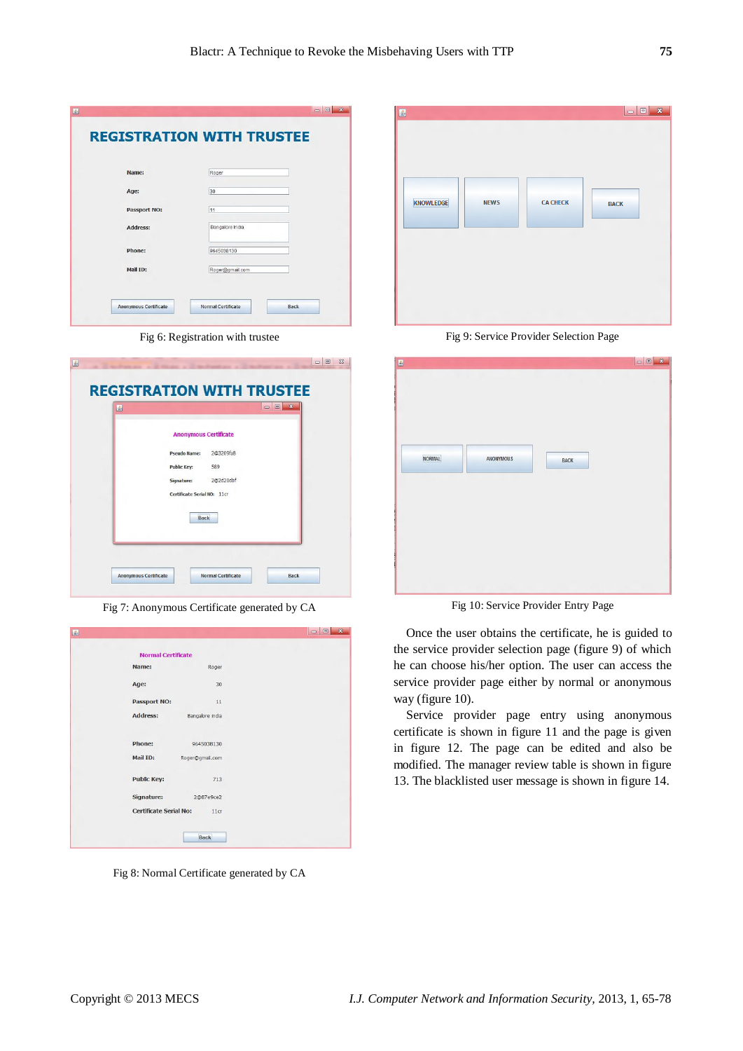Fig 6: Registration with trustee

Fig 7: Anonymous Certificate generated by CA

Fig 8: Normal Certificate generated by CA

Fig 9: Service Provider Selection Page

Fig 10: Service Provider Entry Page

Once the user obtains the certificate, he is guided to the service provider selection page (figure 9) of which he can choose his/her option. The user can access the service provider page either by normal or anonymous way (figure 10).

Service provider page entry using anonymous certificate is shown in figure 11 and the page is given in figure 12. The page can be edited and also be modified. The manager review table is shown in figure 13. The blacklisted user message is shown in figure 14.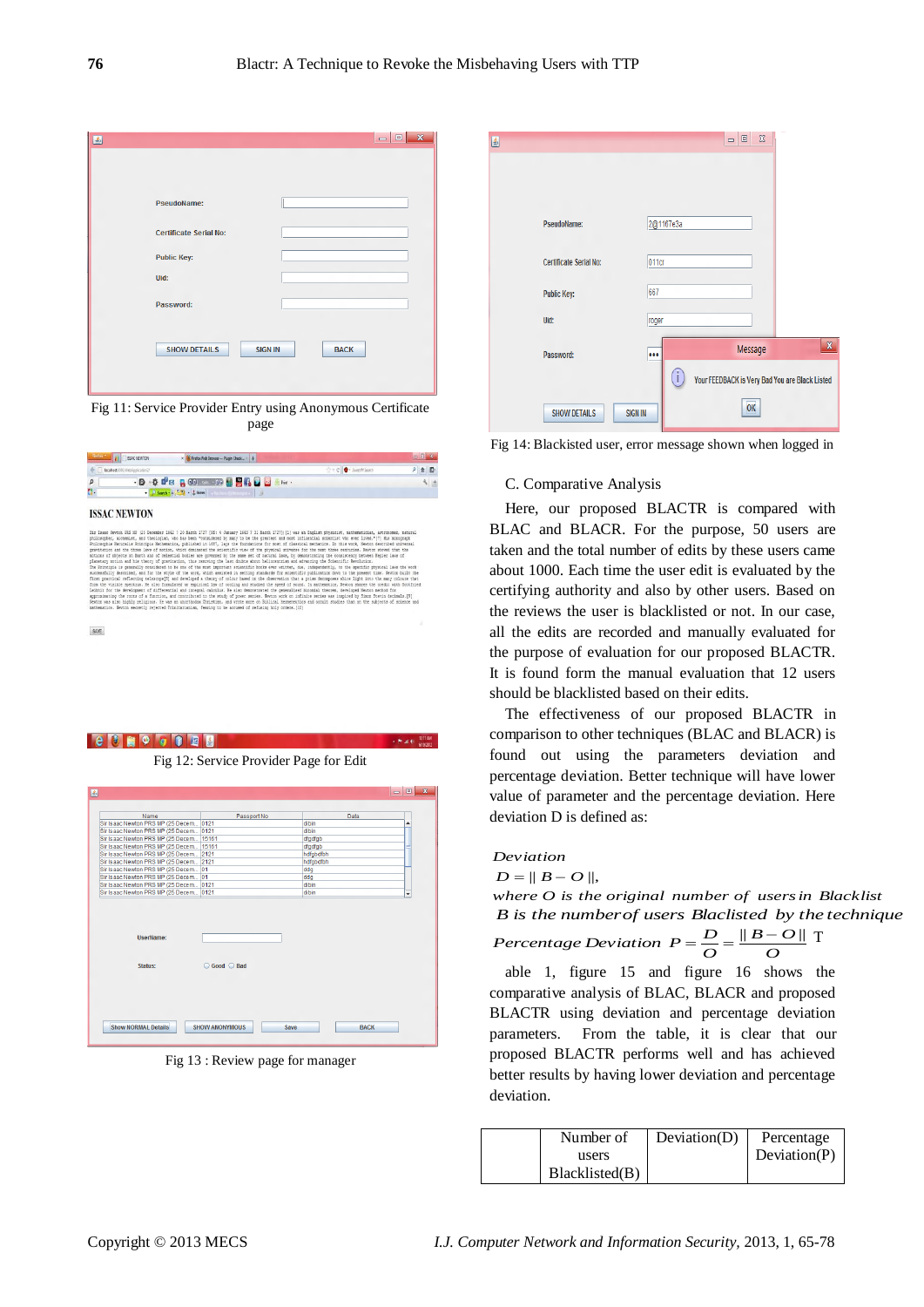Fig 11: Service Provider Entry using Anonymous Certificate page

Fig 12: Service Provider Page for Edit

Fig 13 : Review page for manager

Fig 14: Blackisted user, error message shown when logged in

C. Comparative Analysis

Here, our proposed BLACTR is compared with BLAC and BLACR. For the purpose, 50 users are taken and the total number of edits by these users came about 1000. Each time the user edit is evaluated by the certifying authority and also by other users. Based on the reviews the user is blacklisted or not. In our case, all the edits are recorded and manually evaluated for the purpose of evaluation for our proposed BLACTR. It is found form the manual evaluation that 12 users should be blacklisted based on their edits.

The effectiveness of our proposed BLACTR in comparison to other techniques (BLAC and BLACR) is found out using the parameters deviation and percentage deviation. Better technique will have lower value of parameter and the percentage deviation. Here deviation D is defined as:

*Deviation*

$$D = \| B - O \|,$$

*where O is the original number of users in Blacklist*

*B is the number of users Blaclisted by the technique*

$$\text{Percentage Deviation } P = \frac{D}{O} = \frac{\| B - O \|}{O}$$

Table 1, figure 15 and figure 16 shows the comparative analysis of BLAC, BLACR and proposed BLACTR using deviation and percentage deviation parameters. From the table, it is clear that our proposed BLACTR performs well and has achieved better results by having lower deviation and percentage deviation.

| | Number of users Blacklisted(B) | Deviation(D) | Percentage Deviation(P) |
|---|---|---|---|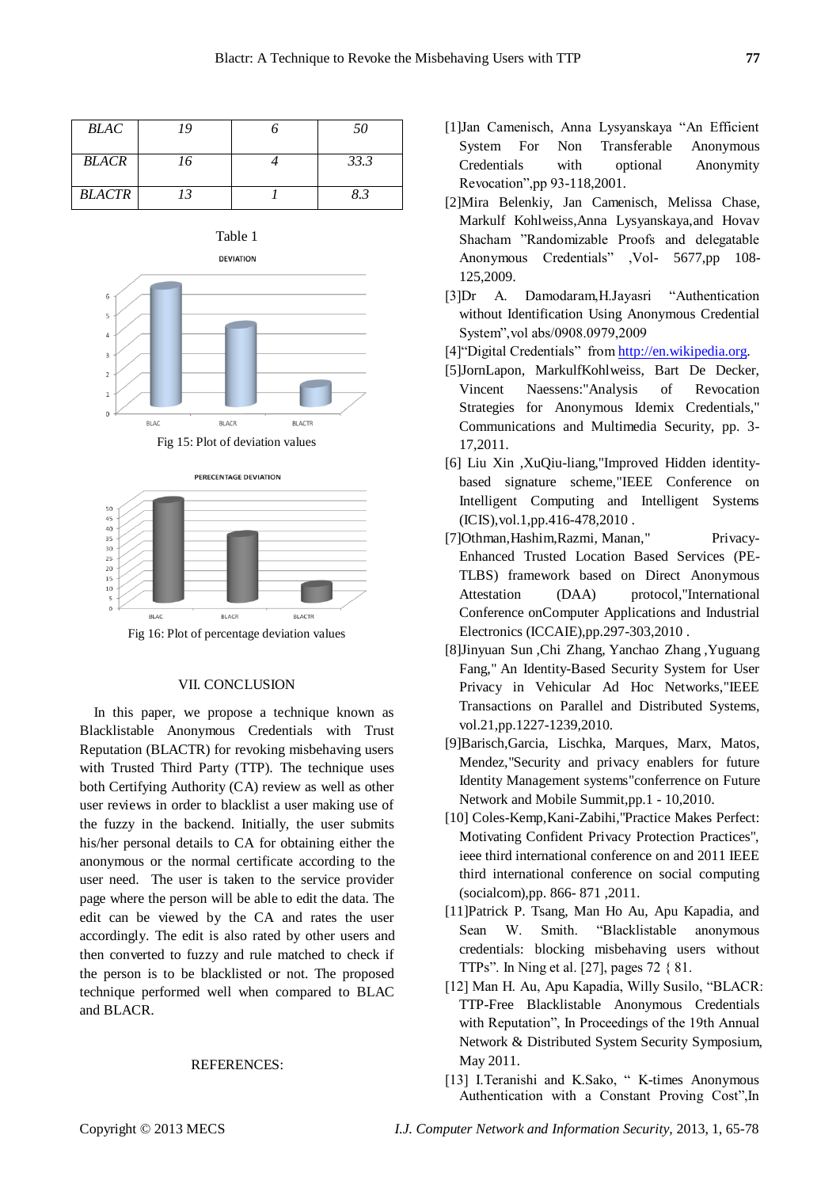| BLAC | 19 | 6 | 50 |
|---|---|---|---|
| BLACR | 16 | 4 | 33.3 |
| BLACTR | 13 | 1 | 8.3 |

Table 1

Fig 15: Plot of deviation values

Fig 16: Plot of percentage deviation values

## VII. CONCLUSION

In this paper, we propose a technique known as Blacklistable Anonymous Credentials with Trust Reputation (BLACTR) for revoking misbehaving users with Trusted Third Party (TTP). The technique uses both Certifying Authority (CA) review as well as other user reviews in order to blacklist a user making use of the fuzzy in the backend. Initially, the user submits his/her personal details to CA for obtaining either the anonymous or the normal certificate according to the user need. The user is taken to the service provider page where the person will be able to edit the data. The edit can be viewed by the CA and rates the user accordingly. The edit is also rated by other users and then converted to fuzzy and rule matched to check if the person is to be blacklisted or not. The proposed technique performed well when compared to BLAC and BLACR.

## REFERENCES:

[1]Jan Camenisch, Anna Lysyanskaya "An Efficient System For Non Transferable Anonymous Credentials with optional Anonymity Revocation",pp 93-118,2001.

[2]Mira Belenkiy, Jan Camenisch, Melissa Chase, Markulf Kohlweiss,Anna Lysyanskaya,and Hovav Shacham "Randomizable Proofs and delegatable Anonymous Credentials" ,Vol- 5677,pp 108-125,2009.

[3]Dr A. Damodaram,H.Jayasri "Authentication without Identification Using Anonymous Credential System",vol abs/0908.0979,2009

[4]"Digital Credentials" from http://en.wikipedia.org.

[5]JornLapon, MarkulfKohlweiss, Bart De Decker, Vincent Naessens:"Analysis of Revocation Strategies for Anonymous Idemix Credentials," Communications and Multimedia Security, pp. 3-17,2011.

[6] Liu Xin ,XuQiu-liang,"Improved Hidden identity-based signature scheme,"IEEE Conference on Intelligent Computing and Intelligent Systems (ICIS),vol.1,pp.416-478,2010 .

[7]Othman,Hashim,Razmi, Manan," Privacy-Enhanced Trusted Location Based Services (PE-TLBS) framework based on Direct Anonymous Attestation (DAA) protocol,"International Conference onComputer Applications and Industrial Electronics (ICCAIE),pp.297-303,2010 .

[8]Jinyuan Sun ,Chi Zhang, Yanchao Zhang ,Yuguang Fang," An Identity-Based Security System for User Privacy in Vehicular Ad Hoc Networks,"IEEE Transactions on Parallel and Distributed Systems, vol.21,pp.1227-1239,2010.

[9]Barisch,Garcia, Lischka, Marques, Marx, Matos, Mendez,"Security and privacy enablers for future Identity Management systems"conference on Future Network and Mobile Summit,pp.1 - 10,2010.

[10] Coles-Kemp,Kani-Zabihi,"Practice Makes Perfect: Motivating Confident Privacy Protection Practices", ieee third international conference on and 2011 IEEE third international conference on social computing (socialcom),pp. 866- 871 ,2011.

[11]Patrick P. Tsang, Man Ho Au, Apu Kapadia, and Sean W. Smith. "Blacklistable anonymous credentials: blocking misbehaving users without TTPs". In Ning et al. [27], pages 72 { 81.

[12] Man H. Au, Apu Kapadia, Willy Susilo, "BLACR: TTP-Free Blacklistable Anonymous Credentials with Reputation", In Proceedings of the 19th Annual Network & Distributed System Security Symposium, May 2011.

[13] I.Teranishi and K.Sako, " K-times Anonymous Authentication with a Constant Proving Cost",In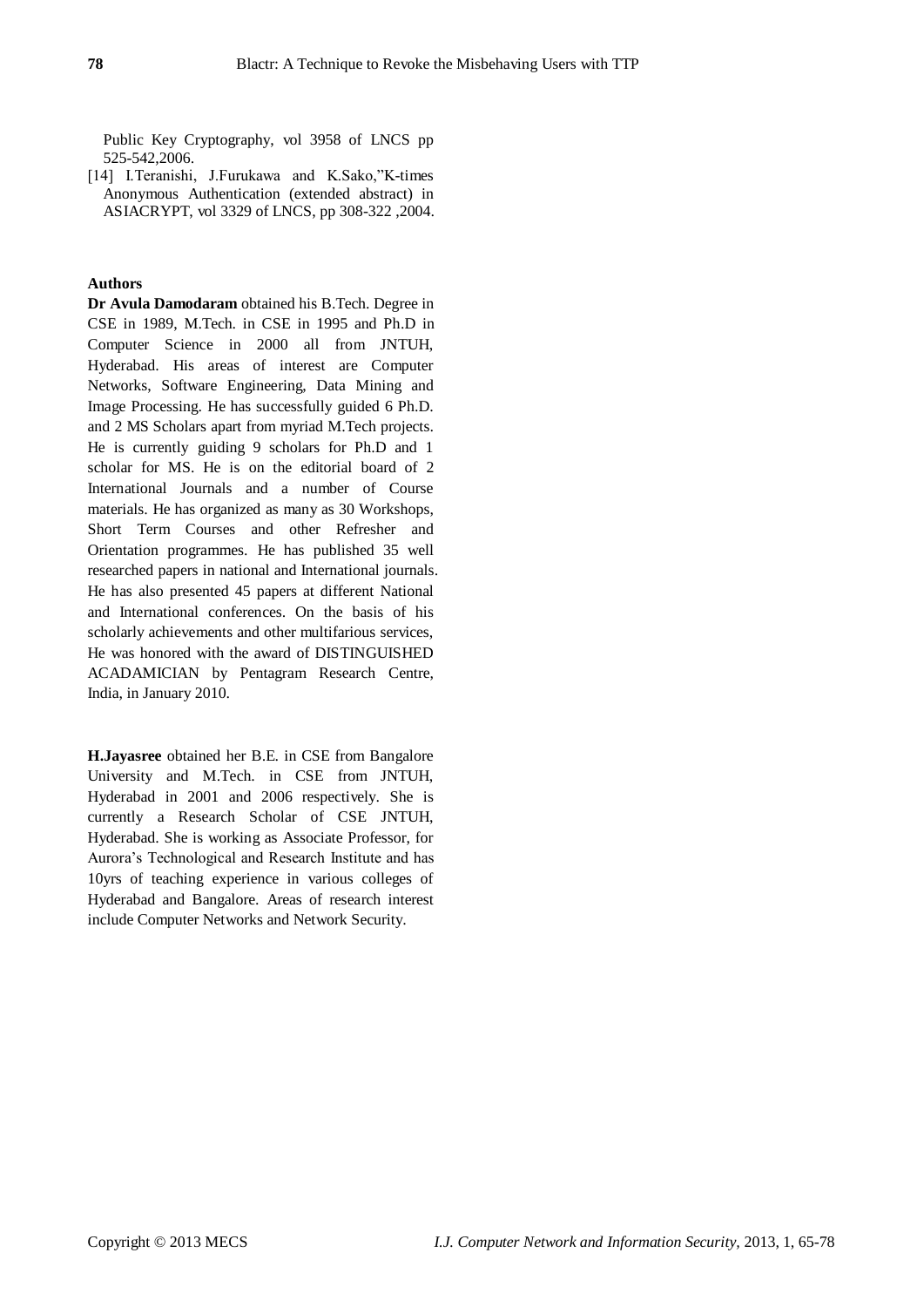Public Key Cryptography, vol 3958 of LNCS pp 525-542,2006.

[14] I.Teranishi, J.Furukawa and K.Sako,"K-times Anonymous Authentication (extended abstract) in ASIACRYPT, vol 3329 of LNCS, pp 308-322 ,2004.

**Authors**

**Dr Avula Damodaram** obtained his B.Tech. Degree in CSE in 1989, M.Tech. in CSE in 1995 and Ph.D in Computer Science in 2000 all from JNTUH, Hyderabad. His areas of interest are Computer Networks, Software Engineering, Data Mining and Image Processing. He has successfully guided 6 Ph.D. and 2 MS Scholars apart from myriad M.Tech projects. He is currently guiding 9 scholars for Ph.D and 1 scholar for MS. He is on the editorial board of 2 International Journals and a number of Course materials. He has organized as many as 30 Workshops, Short Term Courses and other Refresher and Orientation programmes. He has published 35 well researched papers in national and International journals. He has also presented 45 papers at different National and International conferences. On the basis of his scholarly achievements and other multifarious services, He was honored with the award of DISTINGUISHED ACADAMICIAN by Pentagram Research Centre, India, in January 2010.

**H.Jayasree** obtained her B.E. in CSE from Bangalore University and M.Tech. in CSE from JNTUH, Hyderabad in 2001 and 2006 respectively. She is currently a Research Scholar of CSE JNTUH, Hyderabad. She is working as Associate Professor, for Aurora's Technological and Research Institute and has 10yrs of teaching experience in various colleges of Hyderabad and Bangalore. Areas of research interest include Computer Networks and Network Security.